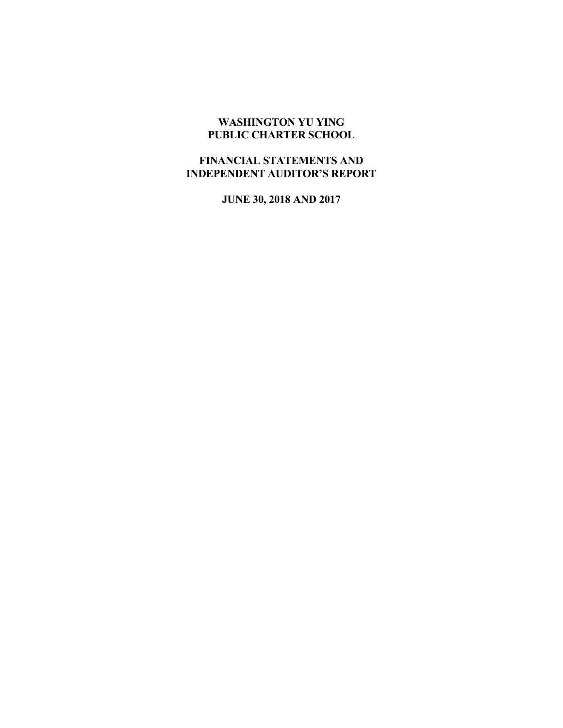# WASHINGTON YU YING PUBLIC CHARTER SCHOOL

## FINANCIAL STATEMENTS AND INDEPENDENT AUDITOR'S REPORT

## JUNE 30, 2018 AND 2017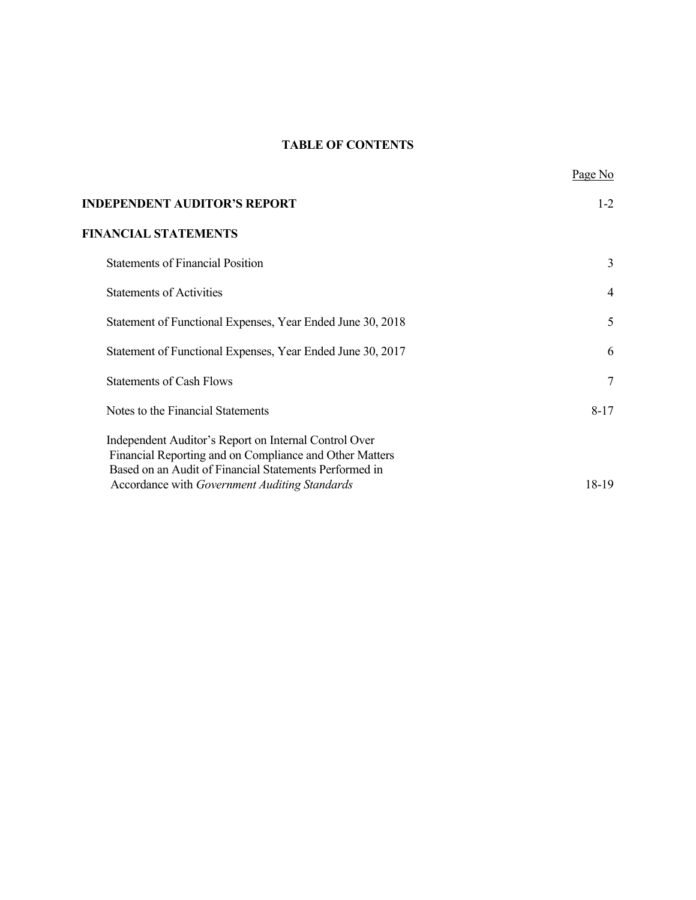# TABLE OF CONTENTS

| | Page No |
|---|---|
| **INDEPENDENT AUDITOR'S REPORT** | 1-2 |
| **FINANCIAL STATEMENTS** | |
| Statements of Financial Position | 3 |
| Statements of Activities | 4 |
| Statement of Functional Expenses, Year Ended June 30, 2018 | 5 |
| Statement of Functional Expenses, Year Ended June 30, 2017 | 6 |
| Statements of Cash Flows | 7 |
| Notes to the Financial Statements | 8-17 |
| Independent Auditor's Report on Internal Control Over Financial Reporting and on Compliance and Other Matters Based on an Audit of Financial Statements Performed in Accordance with *Government Auditing Standards* | 18-19 |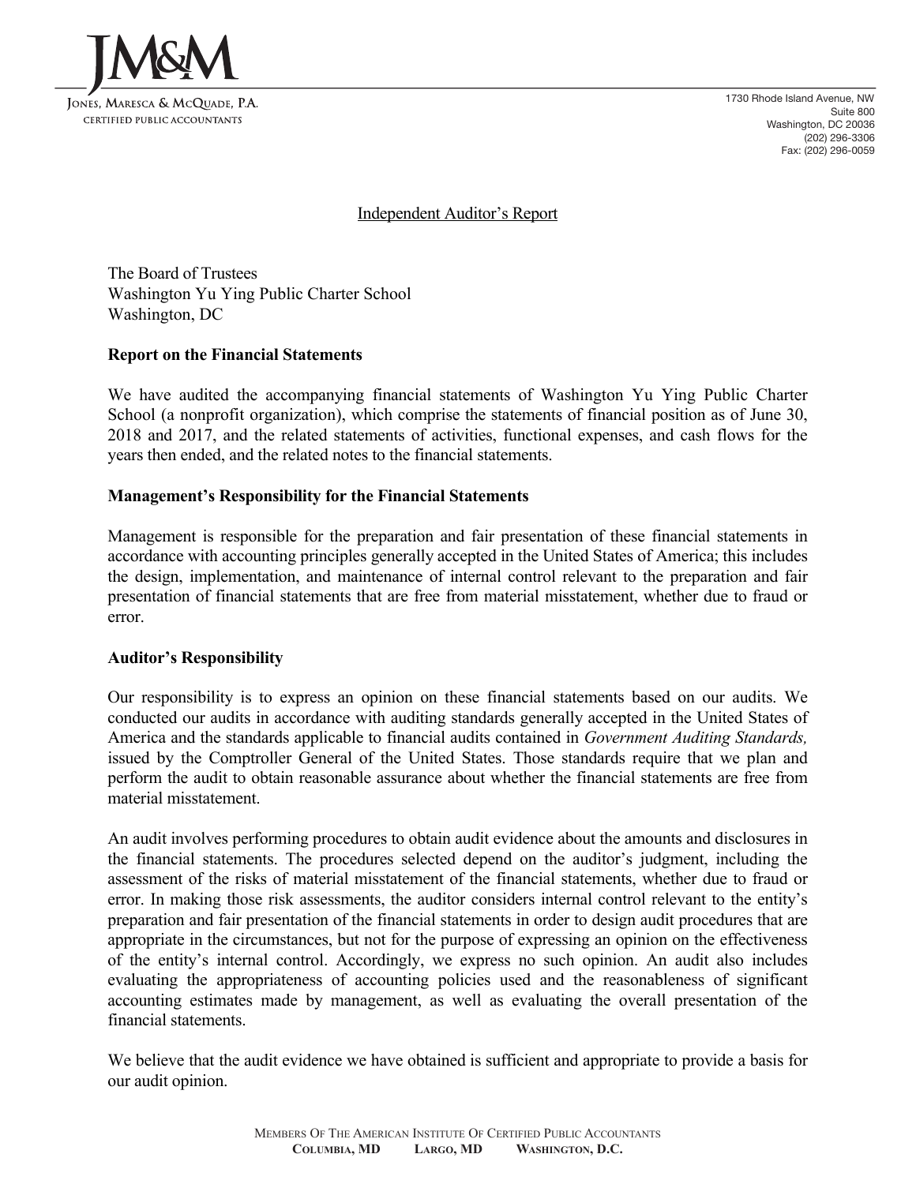JM&M

JONES, MARESCA & McQUADE, P.A.
CERTIFIED PUBLIC ACCOUNTANTS

1730 Rhode Island Avenue, NW
Suite 800
Washington, DC 20036
(202) 296-3306
Fax: (202) 296-0059

## Independent Auditor's Report

The Board of Trustees
Washington Yu Ying Public Charter School
Washington, DC

**Report on the Financial Statements**

We have audited the accompanying financial statements of Washington Yu Ying Public Charter School (a nonprofit organization), which comprise the statements of financial position as of June 30, 2018 and 2017, and the related statements of activities, functional expenses, and cash flows for the years then ended, and the related notes to the financial statements.

**Management's Responsibility for the Financial Statements**

Management is responsible for the preparation and fair presentation of these financial statements in accordance with accounting principles generally accepted in the United States of America; this includes the design, implementation, and maintenance of internal control relevant to the preparation and fair presentation of financial statements that are free from material misstatement, whether due to fraud or error.

**Auditor's Responsibility**

Our responsibility is to express an opinion on these financial statements based on our audits. We conducted our audits in accordance with auditing standards generally accepted in the United States of America and the standards applicable to financial audits contained in *Government Auditing Standards,* issued by the Comptroller General of the United States. Those standards require that we plan and perform the audit to obtain reasonable assurance about whether the financial statements are free from material misstatement.

An audit involves performing procedures to obtain audit evidence about the amounts and disclosures in the financial statements. The procedures selected depend on the auditor's judgment, including the assessment of the risks of material misstatement of the financial statements, whether due to fraud or error. In making those risk assessments, the auditor considers internal control relevant to the entity's preparation and fair presentation of the financial statements in order to design audit procedures that are appropriate in the circumstances, but not for the purpose of expressing an opinion on the effectiveness of the entity's internal control. Accordingly, we express no such opinion. An audit also includes evaluating the appropriateness of accounting policies used and the reasonableness of significant accounting estimates made by management, as well as evaluating the overall presentation of the financial statements.

We believe that the audit evidence we have obtained is sufficient and appropriate to provide a basis for our audit opinion.

MEMBERS OF THE AMERICAN INSTITUTE OF CERTIFIED PUBLIC ACCOUNTANTS
**COLUMBIA, MD    LARGO, MD    WASHINGTON, D.C.**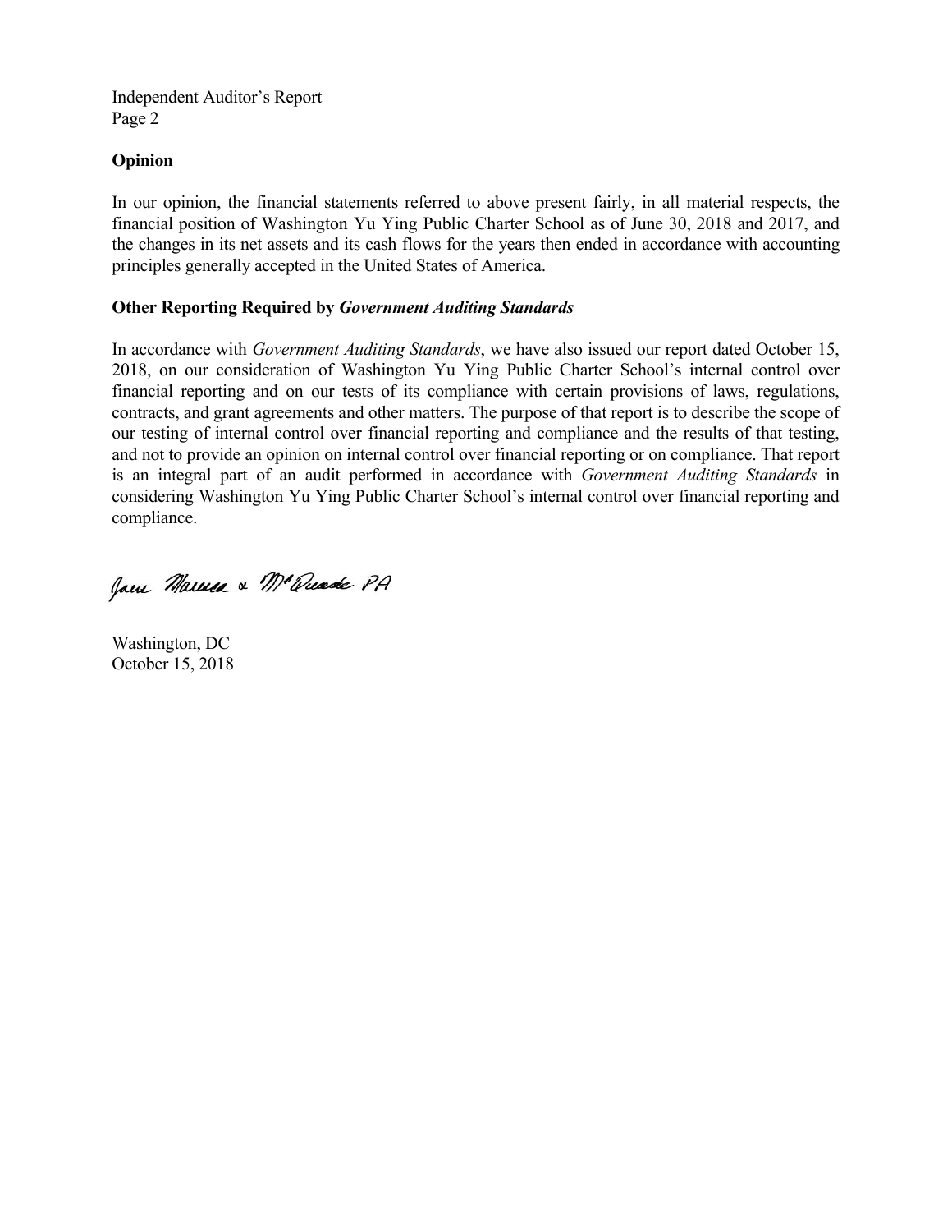## Opinion

In our opinion, the financial statements referred to above present fairly, in all material respects, the financial position of Washington Yu Ying Public Charter School as of June 30, 2018 and 2017, and the changes in its net assets and its cash flows for the years then ended in accordance with accounting principles generally accepted in the United States of America.

## Other Reporting Required by *Government Auditing Standards*

In accordance with *Government Auditing Standards*, we have also issued our report dated October 15, 2018, on our consideration of Washington Yu Ying Public Charter School's internal control over financial reporting and on our tests of its compliance with certain provisions of laws, regulations, contracts, and grant agreements and other matters. The purpose of that report is to describe the scope of our testing of internal control over financial reporting and compliance and the results of that testing, and not to provide an opinion on internal control over financial reporting or on compliance. That report is an integral part of an audit performed in accordance with *Government Auditing Standards* in considering Washington Yu Ying Public Charter School's internal control over financial reporting and compliance.

Jones Mannes & McQuade PA

Washington, DC
October 15, 2018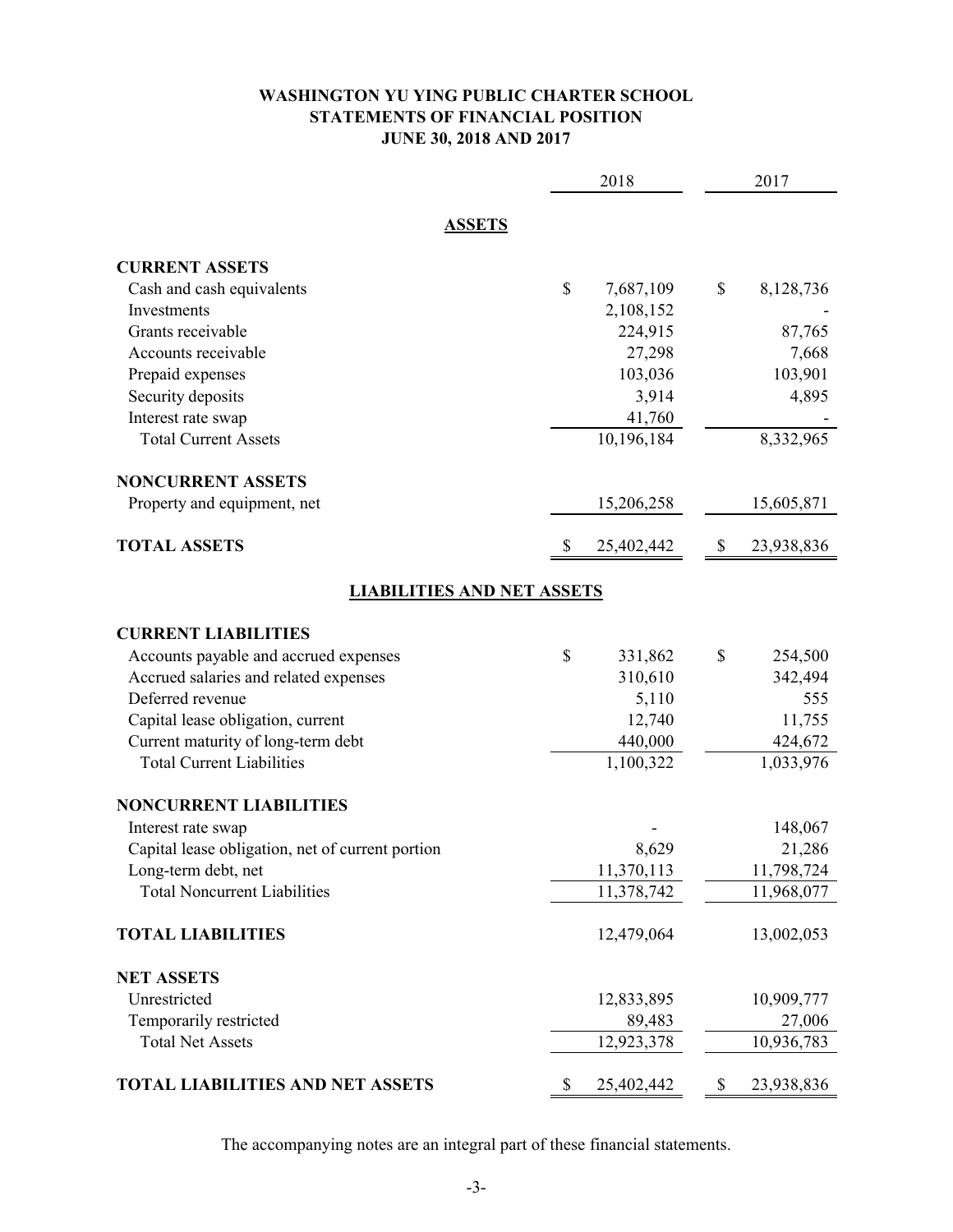# WASHINGTON YU YING PUBLIC CHARTER SCHOOL
## STATEMENTS OF FINANCIAL POSITION
### JUNE 30, 2018 AND 2017

| | 2018 | 2017 |
|---|---|---|
| **ASSETS** | | |
| **CURRENT ASSETS** | | |
| Cash and cash equivalents | $ 7,687,109 | $ 8,128,736 |
| Investments | 2,108,152 | - |
| Grants receivable | 224,915 | 87,765 |
| Accounts receivable | 27,298 | 7,668 |
| Prepaid expenses | 103,036 | 103,901 |
| Security deposits | 3,914 | 4,895 |
| Interest rate swap | 41,760 | - |
| Total Current Assets | 10,196,184 | 8,332,965 |
| **NONCURRENT ASSETS** | | |
| Property and equipment, net | 15,206,258 | 15,605,871 |
| **TOTAL ASSETS** | $ 25,402,442 | $ 23,938,836 |
| **LIABILITIES AND NET ASSETS** | | |
| **CURRENT LIABILITIES** | | |
| Accounts payable and accrued expenses | $ 331,862 | $ 254,500 |
| Accrued salaries and related expenses | 310,610 | 342,494 |
| Deferred revenue | 5,110 | 555 |
| Capital lease obligation, current | 12,740 | 11,755 |
| Current maturity of long-term debt | 440,000 | 424,672 |
| Total Current Liabilities | 1,100,322 | 1,033,976 |
| **NONCURRENT LIABILITIES** | | |
| Interest rate swap | - | 148,067 |
| Capital lease obligation, net of current portion | 8,629 | 21,286 |
| Long-term debt, net | 11,370,113 | 11,798,724 |
| Total Noncurrent Liabilities | 11,378,742 | 11,968,077 |
| **TOTAL LIABILITIES** | 12,479,064 | 13,002,053 |
| **NET ASSETS** | | |
| Unrestricted | 12,833,895 | 10,909,777 |
| Temporarily restricted | 89,483 | 27,006 |
| Total Net Assets | 12,923,378 | 10,936,783 |
| **TOTAL LIABILITIES AND NET ASSETS** | $ 25,402,442 | $ 23,938,836 |

The accompanying notes are an integral part of these financial statements.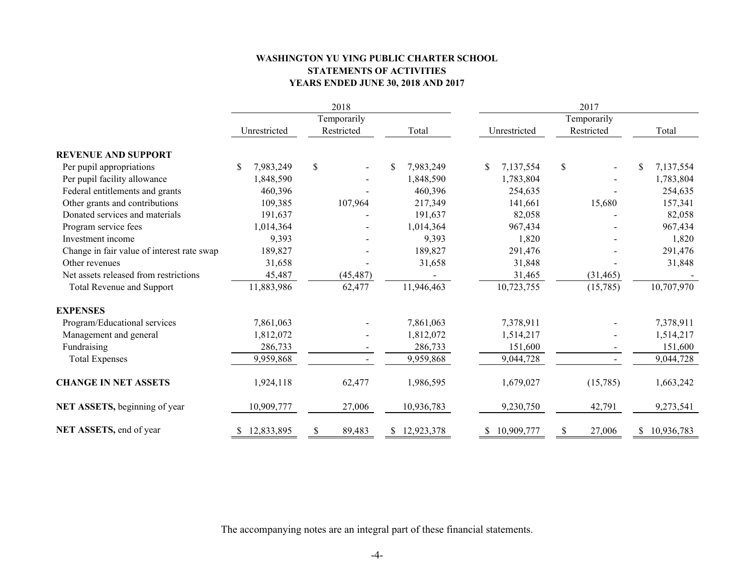**WASHINGTON YU YING PUBLIC CHARTER SCHOOL**
**STATEMENTS OF ACTIVITIES**
**YEARS ENDED JUNE 30, 2018 AND 2017**

| | 2018 | | | 2017 | | |
|---|---|---|---|---|---|---|
| | Unrestricted | Temporarily Restricted | Total | Unrestricted | Temporarily Restricted | Total |
| **REVENUE AND SUPPORT** | | | | | | |
| Per pupil appropriations | $ 7,983,249 | $ - | $ 7,983,249 | $ 7,137,554 | $ - | $ 7,137,554 |
| Per pupil facility allowance | 1,848,590 | - | 1,848,590 | 1,783,804 | - | 1,783,804 |
| Federal entitlements and grants | 460,396 | - | 460,396 | 254,635 | - | 254,635 |
| Other grants and contributions | 109,385 | 107,964 | 217,349 | 141,661 | 15,680 | 157,341 |
| Donated services and materials | 191,637 | - | 191,637 | 82,058 | - | 82,058 |
| Program service fees | 1,014,364 | - | 1,014,364 | 967,434 | - | 967,434 |
| Investment income | 9,393 | - | 9,393 | 1,820 | - | 1,820 |
| Change in fair value of interest rate swap | 189,827 | - | 189,827 | 291,476 | - | 291,476 |
| Other revenues | 31,658 | - | 31,658 | 31,848 | - | 31,848 |
| Net assets released from restrictions | 45,487 | (45,487) | - | 31,465 | (31,465) | - |
| Total Revenue and Support | 11,883,986 | 62,477 | 11,946,463 | 10,723,755 | (15,785) | 10,707,970 |
| **EXPENSES** | | | | | | |
| Program/Educational services | 7,861,063 | - | 7,861,063 | 7,378,911 | - | 7,378,911 |
| Management and general | 1,812,072 | - | 1,812,072 | 1,514,217 | - | 1,514,217 |
| Fundraising | 286,733 | - | 286,733 | 151,600 | - | 151,600 |
| Total Expenses | 9,959,868 | - | 9,959,868 | 9,044,728 | - | 9,044,728 |
| **CHANGE IN NET ASSETS** | 1,924,118 | 62,477 | 1,986,595 | 1,679,027 | (15,785) | 1,663,242 |
| **NET ASSETS,** beginning of year | 10,909,777 | 27,006 | 10,936,783 | 9,230,750 | 42,791 | 9,273,541 |
| **NET ASSETS,** end of year | $ 12,833,895 | $ 89,483 | $ 12,923,378 | $ 10,909,777 | $ 27,006 | $ 10,936,783 |

The accompanying notes are an integral part of these financial statements.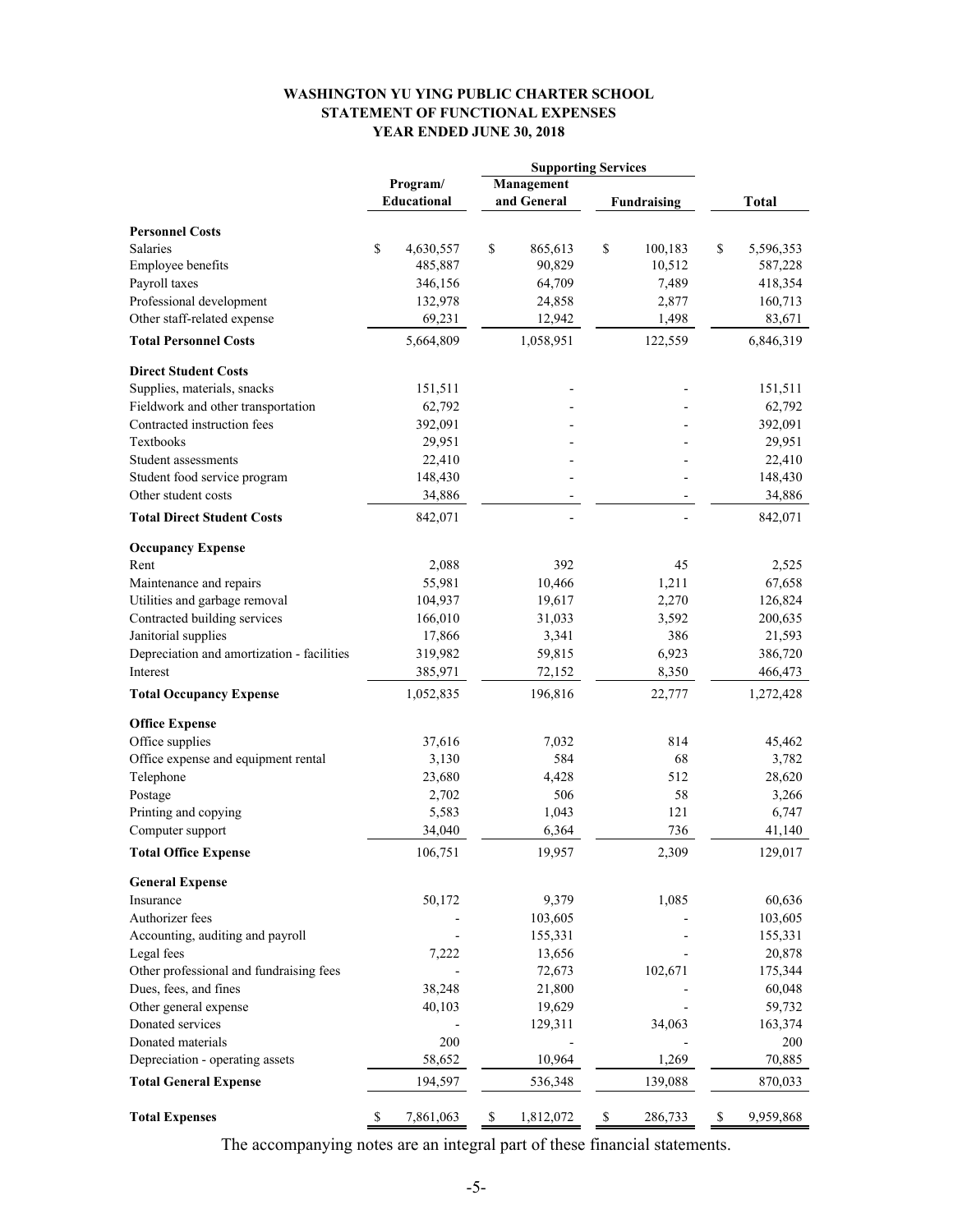# WASHINGTON YU YING PUBLIC CHARTER SCHOOL
## STATEMENT OF FUNCTIONAL EXPENSES
### YEAR ENDED JUNE 30, 2018

| | Program/ Educational | Supporting Services | | Total |
|---|---|---|---|---|
| | | Management and General | Fundraising | |
| **Personnel Costs** | | | | |
| Salaries | $ 4,630,557 | $ 865,613 | $ 100,183 | $ 5,596,353 |
| Employee benefits | 485,887 | 90,829 | 10,512 | 587,228 |
| Payroll taxes | 346,156 | 64,709 | 7,489 | 418,354 |
| Professional development | 132,978 | 24,858 | 2,877 | 160,713 |
| Other staff-related expense | 69,231 | 12,942 | 1,498 | 83,671 |
| **Total Personnel Costs** | 5,664,809 | 1,058,951 | 122,559 | 6,846,319 |
| **Direct Student Costs** | | | | |
| Supplies, materials, snacks | 151,511 | - | - | 151,511 |
| Fieldwork and other transportation | 62,792 | - | - | 62,792 |
| Contracted instruction fees | 392,091 | - | - | 392,091 |
| Textbooks | 29,951 | - | - | 29,951 |
| Student assessments | 22,410 | - | - | 22,410 |
| Student food service program | 148,430 | - | - | 148,430 |
| Other student costs | 34,886 | - | - | 34,886 |
| **Total Direct Student Costs** | 842,071 | - | - | 842,071 |
| **Occupancy Expense** | | | | |
| Rent | 2,088 | 392 | 45 | 2,525 |
| Maintenance and repairs | 55,981 | 10,466 | 1,211 | 67,658 |
| Utilities and garbage removal | 104,937 | 19,617 | 2,270 | 126,824 |
| Contracted building services | 166,010 | 31,033 | 3,592 | 200,635 |
| Janitorial supplies | 17,866 | 3,341 | 386 | 21,593 |
| Depreciation and amortization - facilities | 319,982 | 59,815 | 6,923 | 386,720 |
| Interest | 385,971 | 72,152 | 8,350 | 466,473 |
| **Total Occupancy Expense** | 1,052,835 | 196,816 | 22,777 | 1,272,428 |
| **Office Expense** | | | | |
| Office supplies | 37,616 | 7,032 | 814 | 45,462 |
| Office expense and equipment rental | 3,130 | 584 | 68 | 3,782 |
| Telephone | 23,680 | 4,428 | 512 | 28,620 |
| Postage | 2,702 | 506 | 58 | 3,266 |
| Printing and copying | 5,583 | 1,043 | 121 | 6,747 |
| Computer support | 34,040 | 6,364 | 736 | 41,140 |
| **Total Office Expense** | 106,751 | 19,957 | 2,309 | 129,017 |
| **General Expense** | | | | |
| Insurance | 50,172 | 9,379 | 1,085 | 60,636 |
| Authorizer fees | - | 103,605 | - | 103,605 |
| Accounting, auditing and payroll | - | 155,331 | - | 155,331 |
| Legal fees | 7,222 | 13,656 | - | 20,878 |
| Other professional and fundraising fees | - | 72,673 | 102,671 | 175,344 |
| Dues, fees, and fines | 38,248 | 21,800 | - | 60,048 |
| Other general expense | 40,103 | 19,629 | - | 59,732 |
| Donated services | - | 129,311 | 34,063 | 163,374 |
| Donated materials | 200 | - | - | 200 |
| Depreciation - operating assets | 58,652 | 10,964 | 1,269 | 70,885 |
| **Total General Expense** | 194,597 | 536,348 | 139,088 | 870,033 |
| **Total Expenses** | $ 7,861,063 | $ 1,812,072 | $ 286,733 | $ 9,959,868 |

The accompanying notes are an integral part of these financial statements.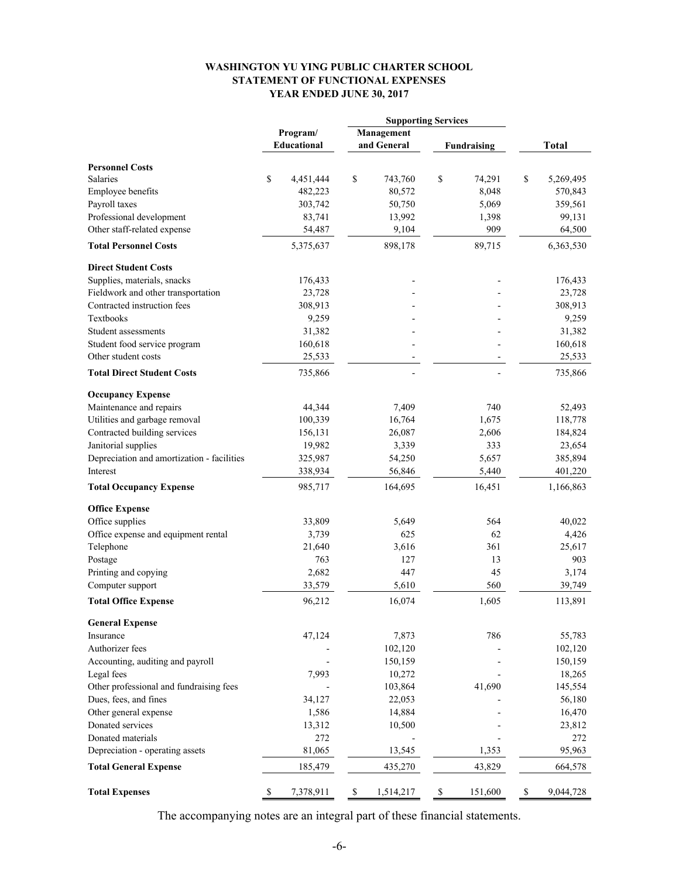# WASHINGTON YU YING PUBLIC CHARTER SCHOOL
## STATEMENT OF FUNCTIONAL EXPENSES
### YEAR ENDED JUNE 30, 2017

| | Program/ Educational | Supporting Services | | Total |
|---|---|---|---|---|
| | | Management and General | Fundraising | |
| **Personnel Costs** | | | | |
| Salaries | $ 4,451,444 | $ 743,760 | $ 74,291 | $ 5,269,495 |
| Employee benefits | 482,223 | 80,572 | 8,048 | 570,843 |
| Payroll taxes | 303,742 | 50,750 | 5,069 | 359,561 |
| Professional development | 83,741 | 13,992 | 1,398 | 99,131 |
| Other staff-related expense | 54,487 | 9,104 | 909 | 64,500 |
| **Total Personnel Costs** | 5,375,637 | 898,178 | 89,715 | 6,363,530 |
| **Direct Student Costs** | | | | |
| Supplies, materials, snacks | 176,433 | - | - | 176,433 |
| Fieldwork and other transportation | 23,728 | - | - | 23,728 |
| Contracted instruction fees | 308,913 | - | - | 308,913 |
| Textbooks | 9,259 | - | - | 9,259 |
| Student assessments | 31,382 | - | - | 31,382 |
| Student food service program | 160,618 | - | - | 160,618 |
| Other student costs | 25,533 | - | - | 25,533 |
| **Total Direct Student Costs** | 735,866 | - | - | 735,866 |
| **Occupancy Expense** | | | | |
| Maintenance and repairs | 44,344 | 7,409 | 740 | 52,493 |
| Utilities and garbage removal | 100,339 | 16,764 | 1,675 | 118,778 |
| Contracted building services | 156,131 | 26,087 | 2,606 | 184,824 |
| Janitorial supplies | 19,982 | 3,339 | 333 | 23,654 |
| Depreciation and amortization - facilities | 325,987 | 54,250 | 5,657 | 385,894 |
| Interest | 338,934 | 56,846 | 5,440 | 401,220 |
| **Total Occupancy Expense** | 985,717 | 164,695 | 16,451 | 1,166,863 |
| **Office Expense** | | | | |
| Office supplies | 33,809 | 5,649 | 564 | 40,022 |
| Office expense and equipment rental | 3,739 | 625 | 62 | 4,426 |
| Telephone | 21,640 | 3,616 | 361 | 25,617 |
| Postage | 763 | 127 | 13 | 903 |
| Printing and copying | 2,682 | 447 | 45 | 3,174 |
| Computer support | 33,579 | 5,610 | 560 | 39,749 |
| **Total Office Expense** | 96,212 | 16,074 | 1,605 | 113,891 |
| **General Expense** | | | | |
| Insurance | 47,124 | 7,873 | 786 | 55,783 |
| Authorizer fees | - | 102,120 | - | 102,120 |
| Accounting, auditing and payroll | - | 150,159 | - | 150,159 |
| Legal fees | 7,993 | 10,272 | - | 18,265 |
| Other professional and fundraising fees | - | 103,864 | 41,690 | 145,554 |
| Dues, fees, and fines | 34,127 | 22,053 | - | 56,180 |
| Other general expense | 1,586 | 14,884 | - | 16,470 |
| Donated services | 13,312 | 10,500 | - | 23,812 |
| Donated materials | 272 | - | - | 272 |
| Depreciation - operating assets | 81,065 | 13,545 | 1,353 | 95,963 |
| **Total General Expense** | 185,479 | 435,270 | 43,829 | 664,578 |
| **Total Expenses** | $ 7,378,911 | $ 1,514,217 | $ 151,600 | $ 9,044,728 |

The accompanying notes are an integral part of these financial statements.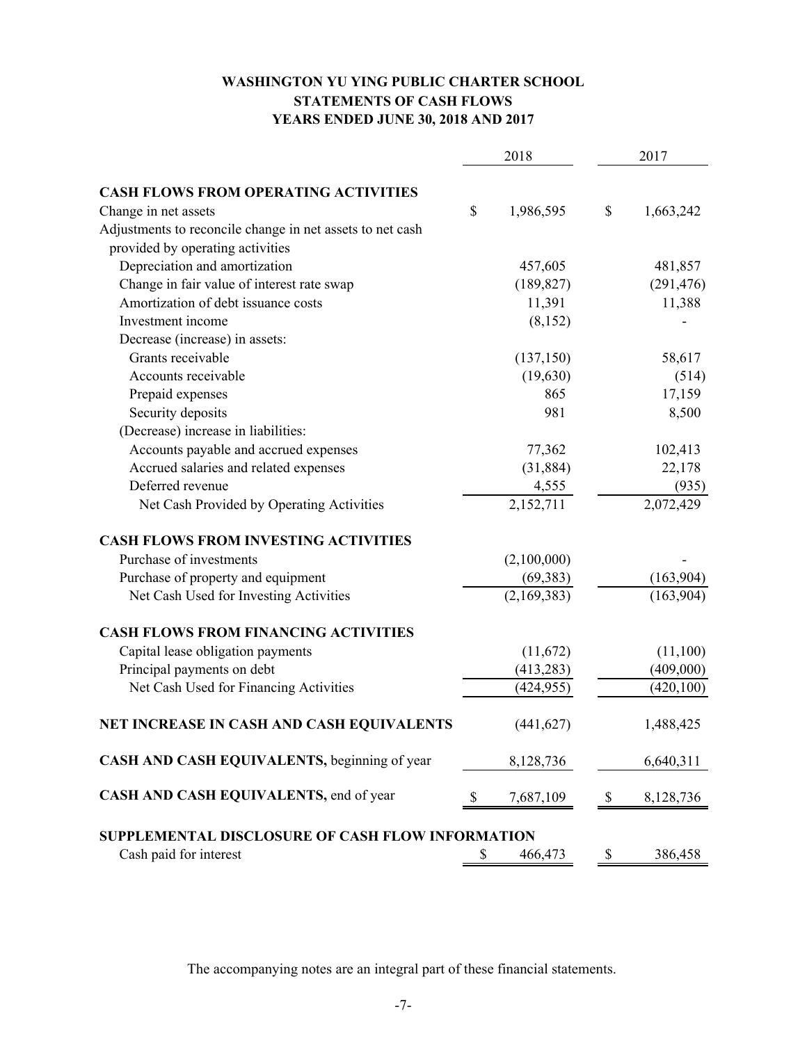**WASHINGTON YU YING PUBLIC CHARTER SCHOOL**
**STATEMENTS OF CASH FLOWS**
**YEARS ENDED JUNE 30, 2018 AND 2017**

| | 2018 | 2017 |
|---|---|---|
| **CASH FLOWS FROM OPERATING ACTIVITIES** | | |
| Change in net assets | $ 1,986,595 | $ 1,663,242 |
| Adjustments to reconcile change in net assets to net cash provided by operating activities | | |
| Depreciation and amortization | 457,605 | 481,857 |
| Change in fair value of interest rate swap | (189,827) | (291,476) |
| Amortization of debt issuance costs | 11,391 | 11,388 |
| Investment income | (8,152) | - |
| Decrease (increase) in assets: | | |
| Grants receivable | (137,150) | 58,617 |
| Accounts receivable | (19,630) | (514) |
| Prepaid expenses | 865 | 17,159 |
| Security deposits | 981 | 8,500 |
| (Decrease) increase in liabilities: | | |
| Accounts payable and accrued expenses | 77,362 | 102,413 |
| Accrued salaries and related expenses | (31,884) | 22,178 |
| Deferred revenue | 4,555 | (935) |
| Net Cash Provided by Operating Activities | 2,152,711 | 2,072,429 |
| **CASH FLOWS FROM INVESTING ACTIVITIES** | | |
| Purchase of investments | (2,100,000) | - |
| Purchase of property and equipment | (69,383) | (163,904) |
| Net Cash Used for Investing Activities | (2,169,383) | (163,904) |
| **CASH FLOWS FROM FINANCING ACTIVITIES** | | |
| Capital lease obligation payments | (11,672) | (11,100) |
| Principal payments on debt | (413,283) | (409,000) |
| Net Cash Used for Financing Activities | (424,955) | (420,100) |
| **NET INCREASE IN CASH AND CASH EQUIVALENTS** | (441,627) | 1,488,425 |
| **CASH AND CASH EQUIVALENTS,** beginning of year | 8,128,736 | 6,640,311 |
| **CASH AND CASH EQUIVALENTS,** end of year | $ 7,687,109 | $ 8,128,736 |
| **SUPPLEMENTAL DISCLOSURE OF CASH FLOW INFORMATION** | | |
| Cash paid for interest | $ 466,473 | $ 386,458 |

The accompanying notes are an integral part of these financial statements.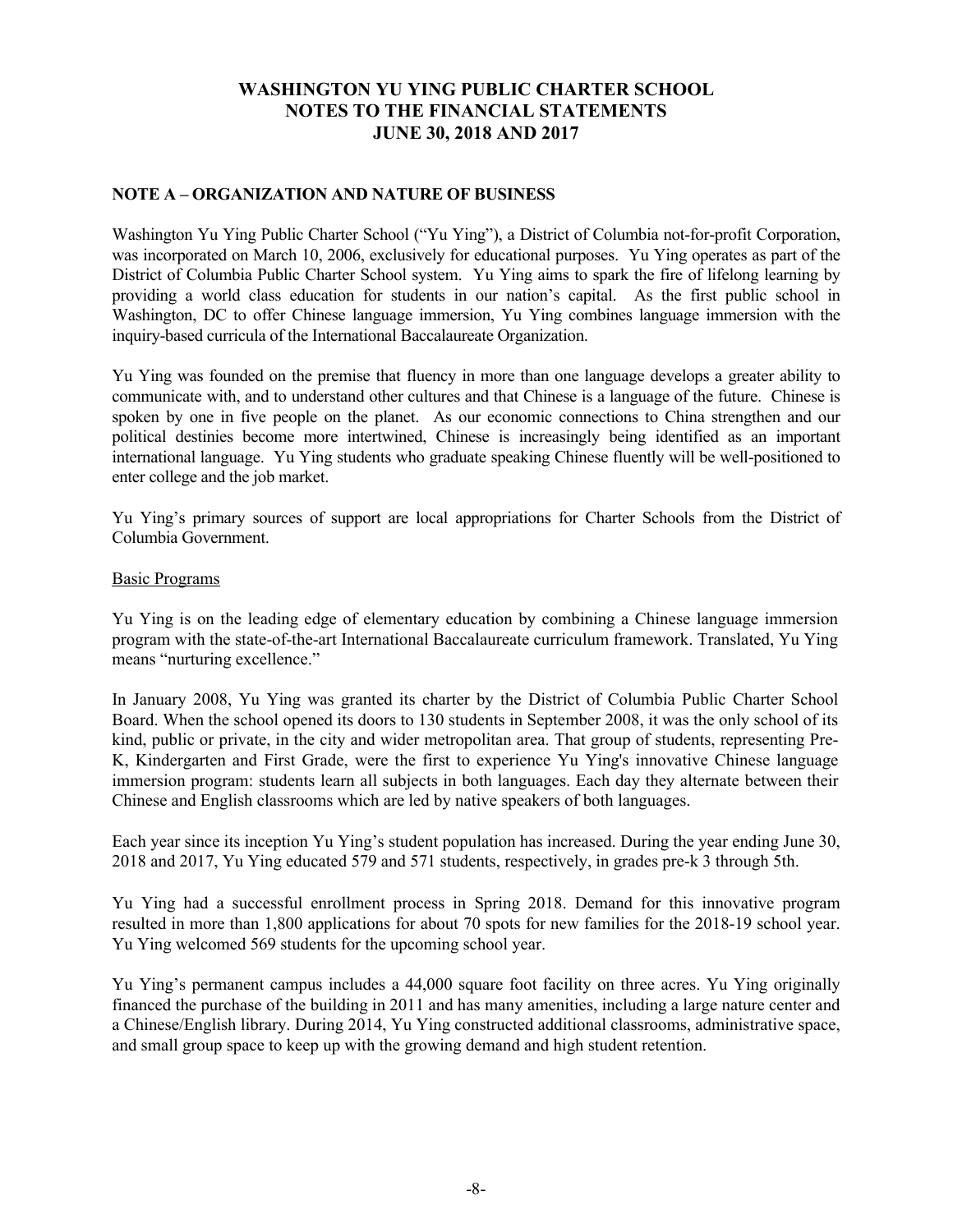# WASHINGTON YU YING PUBLIC CHARTER SCHOOL
# NOTES TO THE FINANCIAL STATEMENTS
# JUNE 30, 2018 AND 2017

## NOTE A – ORGANIZATION AND NATURE OF BUSINESS

Washington Yu Ying Public Charter School ("Yu Ying"), a District of Columbia not-for-profit Corporation, was incorporated on March 10, 2006, exclusively for educational purposes. Yu Ying operates as part of the District of Columbia Public Charter School system. Yu Ying aims to spark the fire of lifelong learning by providing a world class education for students in our nation's capital. As the first public school in Washington, DC to offer Chinese language immersion, Yu Ying combines language immersion with the inquiry-based curricula of the International Baccalaureate Organization.

Yu Ying was founded on the premise that fluency in more than one language develops a greater ability to communicate with, and to understand other cultures and that Chinese is a language of the future. Chinese is spoken by one in five people on the planet. As our economic connections to China strengthen and our political destinies become more intertwined, Chinese is increasingly being identified as an important international language. Yu Ying students who graduate speaking Chinese fluently will be well-positioned to enter college and the job market.

Yu Ying's primary sources of support are local appropriations for Charter Schools from the District of Columbia Government.

Basic Programs

Yu Ying is on the leading edge of elementary education by combining a Chinese language immersion program with the state-of-the-art International Baccalaureate curriculum framework. Translated, Yu Ying means "nurturing excellence."

In January 2008, Yu Ying was granted its charter by the District of Columbia Public Charter School Board. When the school opened its doors to 130 students in September 2008, it was the only school of its kind, public or private, in the city and wider metropolitan area. That group of students, representing Pre-K, Kindergarten and First Grade, were the first to experience Yu Ying's innovative Chinese language immersion program: students learn all subjects in both languages. Each day they alternate between their Chinese and English classrooms which are led by native speakers of both languages.

Each year since its inception Yu Ying's student population has increased. During the year ending June 30, 2018 and 2017, Yu Ying educated 579 and 571 students, respectively, in grades pre-k 3 through 5th.

Yu Ying had a successful enrollment process in Spring 2018. Demand for this innovative program resulted in more than 1,800 applications for about 70 spots for new families for the 2018-19 school year. Yu Ying welcomed 569 students for the upcoming school year.

Yu Ying's permanent campus includes a 44,000 square foot facility on three acres. Yu Ying originally financed the purchase of the building in 2011 and has many amenities, including a large nature center and a Chinese/English library. During 2014, Yu Ying constructed additional classrooms, administrative space, and small group space to keep up with the growing demand and high student retention.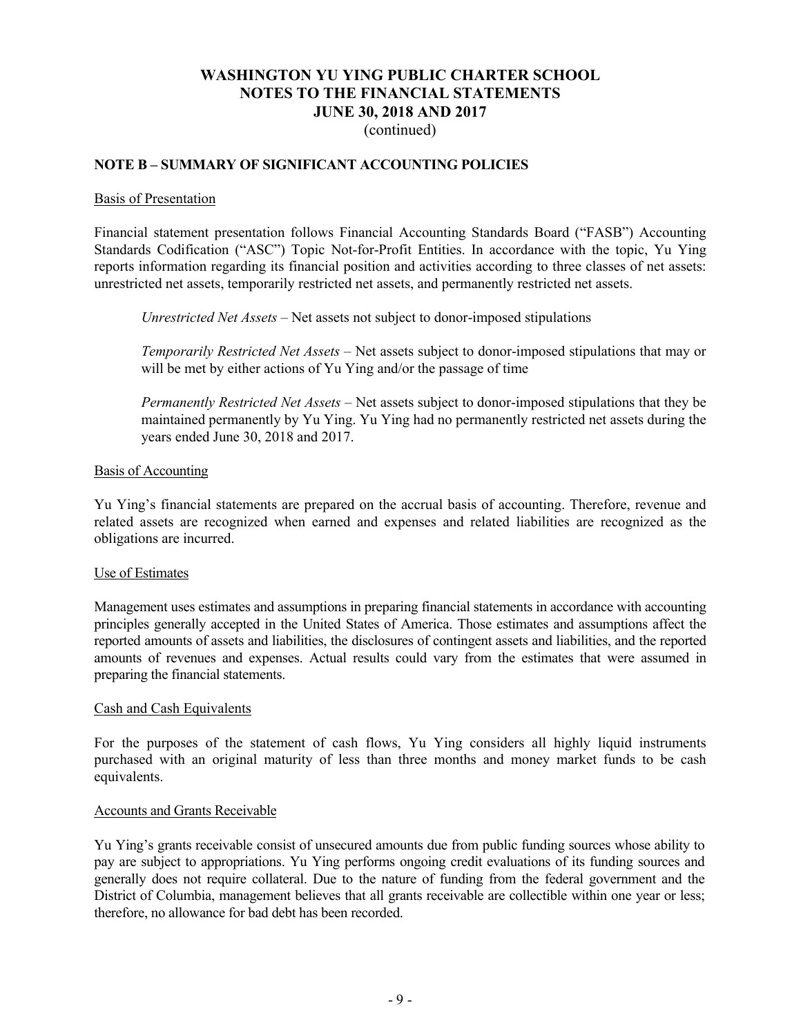# WASHINGTON YU YING PUBLIC CHARTER SCHOOL
# NOTES TO THE FINANCIAL STATEMENTS
# JUNE 30, 2018 AND 2017
(continued)

## NOTE B – SUMMARY OF SIGNIFICANT ACCOUNTING POLICIES

### Basis of Presentation

Financial statement presentation follows Financial Accounting Standards Board ("FASB") Accounting Standards Codification ("ASC") Topic Not-for-Profit Entities. In accordance with the topic, Yu Ying reports information regarding its financial position and activities according to three classes of net assets: unrestricted net assets, temporarily restricted net assets, and permanently restricted net assets.

> *Unrestricted Net Assets* – Net assets not subject to donor-imposed stipulations
>
> *Temporarily Restricted Net Assets* – Net assets subject to donor-imposed stipulations that may or will be met by either actions of Yu Ying and/or the passage of time
>
> *Permanently Restricted Net Assets* – Net assets subject to donor-imposed stipulations that they be maintained permanently by Yu Ying. Yu Ying had no permanently restricted net assets during the years ended June 30, 2018 and 2017.

### Basis of Accounting

Yu Ying's financial statements are prepared on the accrual basis of accounting. Therefore, revenue and related assets are recognized when earned and expenses and related liabilities are recognized as the obligations are incurred.

### Use of Estimates

Management uses estimates and assumptions in preparing financial statements in accordance with accounting principles generally accepted in the United States of America. Those estimates and assumptions affect the reported amounts of assets and liabilities, the disclosures of contingent assets and liabilities, and the reported amounts of revenues and expenses. Actual results could vary from the estimates that were assumed in preparing the financial statements.

### Cash and Cash Equivalents

For the purposes of the statement of cash flows, Yu Ying considers all highly liquid instruments purchased with an original maturity of less than three months and money market funds to be cash equivalents.

### Accounts and Grants Receivable

Yu Ying's grants receivable consist of unsecured amounts due from public funding sources whose ability to pay are subject to appropriations. Yu Ying performs ongoing credit evaluations of its funding sources and generally does not require collateral. Due to the nature of funding from the federal government and the District of Columbia, management believes that all grants receivable are collectible within one year or less; therefore, no allowance for bad debt has been recorded.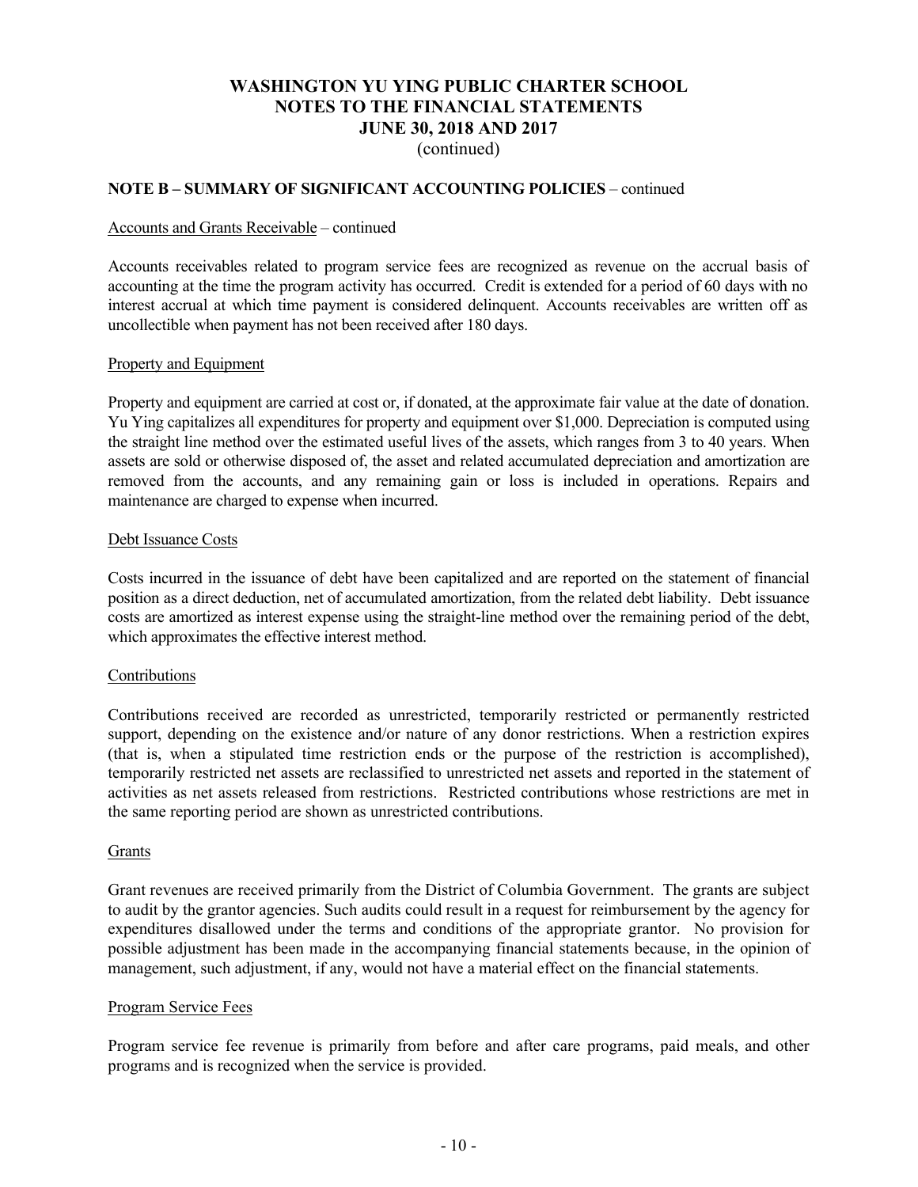# WASHINGTON YU YING PUBLIC CHARTER SCHOOL
# NOTES TO THE FINANCIAL STATEMENTS
# JUNE 30, 2018 AND 2017
(continued)

**NOTE B – SUMMARY OF SIGNIFICANT ACCOUNTING POLICIES** – continued

Accounts and Grants Receivable – continued

Accounts receivables related to program service fees are recognized as revenue on the accrual basis of accounting at the time the program activity has occurred. Credit is extended for a period of 60 days with no interest accrual at which time payment is considered delinquent. Accounts receivables are written off as uncollectible when payment has not been received after 180 days.

Property and Equipment

Property and equipment are carried at cost or, if donated, at the approximate fair value at the date of donation. Yu Ying capitalizes all expenditures for property and equipment over $1,000. Depreciation is computed using the straight line method over the estimated useful lives of the assets, which ranges from 3 to 40 years. When assets are sold or otherwise disposed of, the asset and related accumulated depreciation and amortization are removed from the accounts, and any remaining gain or loss is included in operations. Repairs and maintenance are charged to expense when incurred.

Debt Issuance Costs

Costs incurred in the issuance of debt have been capitalized and are reported on the statement of financial position as a direct deduction, net of accumulated amortization, from the related debt liability. Debt issuance costs are amortized as interest expense using the straight-line method over the remaining period of the debt, which approximates the effective interest method.

Contributions

Contributions received are recorded as unrestricted, temporarily restricted or permanently restricted support, depending on the existence and/or nature of any donor restrictions. When a restriction expires (that is, when a stipulated time restriction ends or the purpose of the restriction is accomplished), temporarily restricted net assets are reclassified to unrestricted net assets and reported in the statement of activities as net assets released from restrictions. Restricted contributions whose restrictions are met in the same reporting period are shown as unrestricted contributions.

Grants

Grant revenues are received primarily from the District of Columbia Government. The grants are subject to audit by the grantor agencies. Such audits could result in a request for reimbursement by the agency for expenditures disallowed under the terms and conditions of the appropriate grantor. No provision for possible adjustment has been made in the accompanying financial statements because, in the opinion of management, such adjustment, if any, would not have a material effect on the financial statements.

Program Service Fees

Program service fee revenue is primarily from before and after care programs, paid meals, and other programs and is recognized when the service is provided.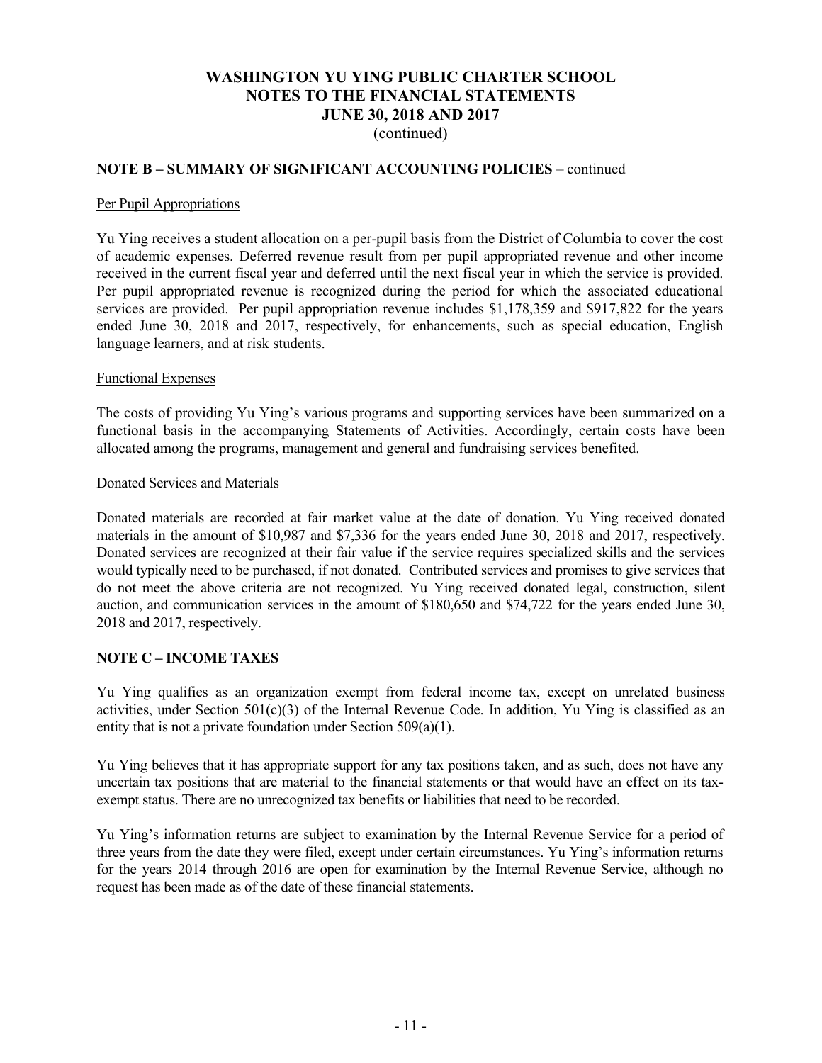**NOTE B – SUMMARY OF SIGNIFICANT ACCOUNTING POLICIES** – continued

Per Pupil Appropriations

Yu Ying receives a student allocation on a per-pupil basis from the District of Columbia to cover the cost of academic expenses. Deferred revenue result from per pupil appropriated revenue and other income received in the current fiscal year and deferred until the next fiscal year in which the service is provided. Per pupil appropriated revenue is recognized during the period for which the associated educational services are provided. Per pupil appropriation revenue includes $1,178,359 and $917,822 for the years ended June 30, 2018 and 2017, respectively, for enhancements, such as special education, English language learners, and at risk students.

Functional Expenses

The costs of providing Yu Ying's various programs and supporting services have been summarized on a functional basis in the accompanying Statements of Activities. Accordingly, certain costs have been allocated among the programs, management and general and fundraising services benefited.

Donated Services and Materials

Donated materials are recorded at fair market value at the date of donation. Yu Ying received donated materials in the amount of $10,987 and $7,336 for the years ended June 30, 2018 and 2017, respectively. Donated services are recognized at their fair value if the service requires specialized skills and the services would typically need to be purchased, if not donated. Contributed services and promises to give services that do not meet the above criteria are not recognized. Yu Ying received donated legal, construction, silent auction, and communication services in the amount of $180,650 and $74,722 for the years ended June 30, 2018 and 2017, respectively.

**NOTE C – INCOME TAXES**

Yu Ying qualifies as an organization exempt from federal income tax, except on unrelated business activities, under Section 501(c)(3) of the Internal Revenue Code. In addition, Yu Ying is classified as an entity that is not a private foundation under Section 509(a)(1).

Yu Ying believes that it has appropriate support for any tax positions taken, and as such, does not have any uncertain tax positions that are material to the financial statements or that would have an effect on its tax-exempt status. There are no unrecognized tax benefits or liabilities that need to be recorded.

Yu Ying's information returns are subject to examination by the Internal Revenue Service for a period of three years from the date they were filed, except under certain circumstances. Yu Ying's information returns for the years 2014 through 2016 are open for examination by the Internal Revenue Service, although no request has been made as of the date of these financial statements.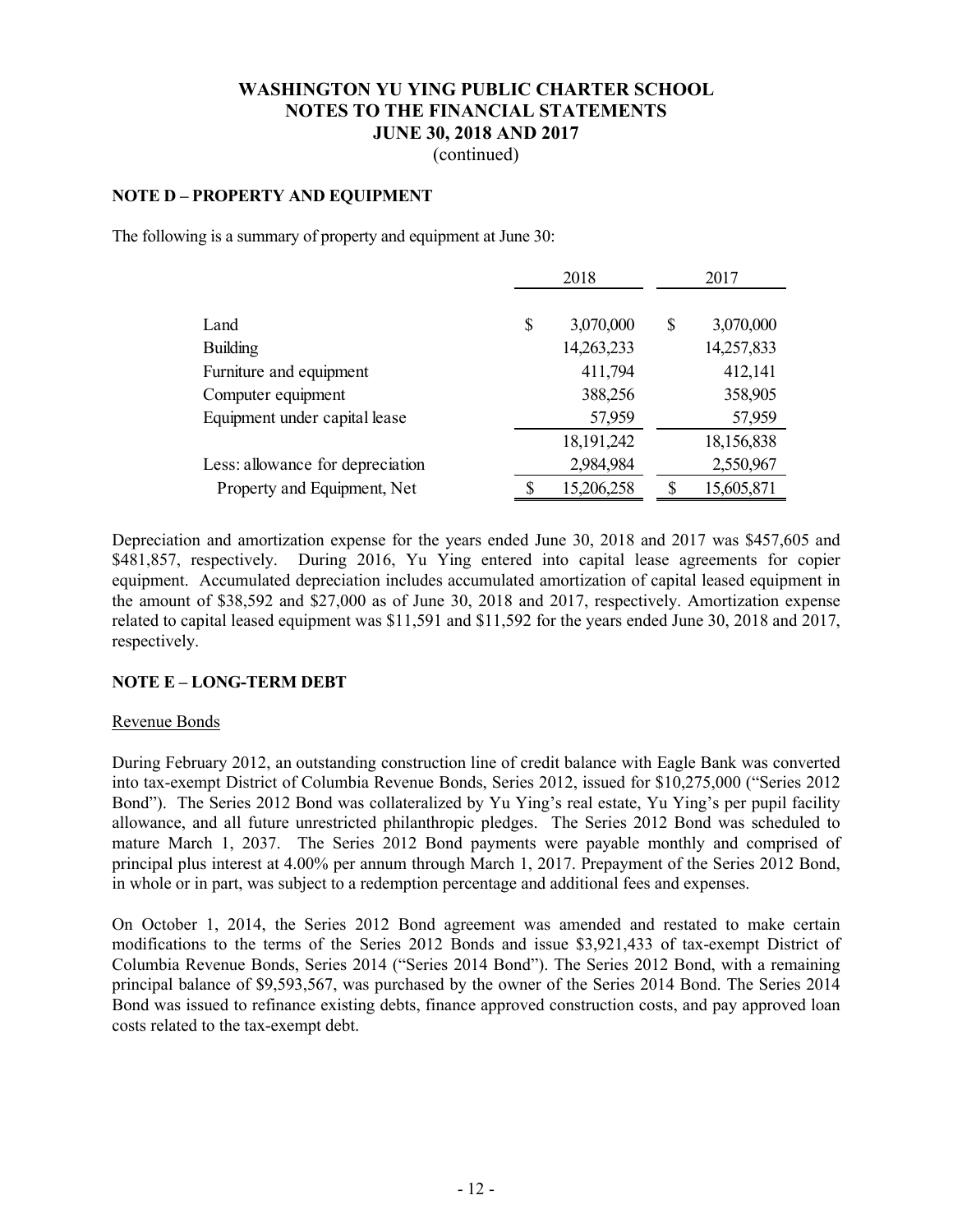# WASHINGTON YU YING PUBLIC CHARTER SCHOOL
# NOTES TO THE FINANCIAL STATEMENTS
# JUNE 30, 2018 AND 2017
(continued)

## NOTE D – PROPERTY AND EQUIPMENT

The following is a summary of property and equipment at June 30:

| | 2018 | 2017 |
|---|---|---|
| Land | $ 3,070,000 | $ 3,070,000 |
| Building | 14,263,233 | 14,257,833 |
| Furniture and equipment | 411,794 | 412,141 |
| Computer equipment | 388,256 | 358,905 |
| Equipment under capital lease | 57,959 | 57,959 |
| | 18,191,242 | 18,156,838 |
| Less: allowance for depreciation | 2,984,984 | 2,550,967 |
| Property and Equipment, Net | $ 15,206,258 | $ 15,605,871 |

Depreciation and amortization expense for the years ended June 30, 2018 and 2017 was $457,605 and $481,857, respectively. During 2016, Yu Ying entered into capital lease agreements for copier equipment. Accumulated depreciation includes accumulated amortization of capital leased equipment in the amount of $38,592 and $27,000 as of June 30, 2018 and 2017, respectively. Amortization expense related to capital leased equipment was $11,591 and $11,592 for the years ended June 30, 2018 and 2017, respectively.

## NOTE E – LONG-TERM DEBT

Revenue Bonds

During February 2012, an outstanding construction line of credit balance with Eagle Bank was converted into tax-exempt District of Columbia Revenue Bonds, Series 2012, issued for $10,275,000 ("Series 2012 Bond"). The Series 2012 Bond was collateralized by Yu Ying's real estate, Yu Ying's per pupil facility allowance, and all future unrestricted philanthropic pledges. The Series 2012 Bond was scheduled to mature March 1, 2037. The Series 2012 Bond payments were payable monthly and comprised of principal plus interest at 4.00% per annum through March 1, 2017. Prepayment of the Series 2012 Bond, in whole or in part, was subject to a redemption percentage and additional fees and expenses.

On October 1, 2014, the Series 2012 Bond agreement was amended and restated to make certain modifications to the terms of the Series 2012 Bonds and issue $3,921,433 of tax-exempt District of Columbia Revenue Bonds, Series 2014 ("Series 2014 Bond"). The Series 2012 Bond, with a remaining principal balance of $9,593,567, was purchased by the owner of the Series 2014 Bond. The Series 2014 Bond was issued to refinance existing debts, finance approved construction costs, and pay approved loan costs related to the tax-exempt debt.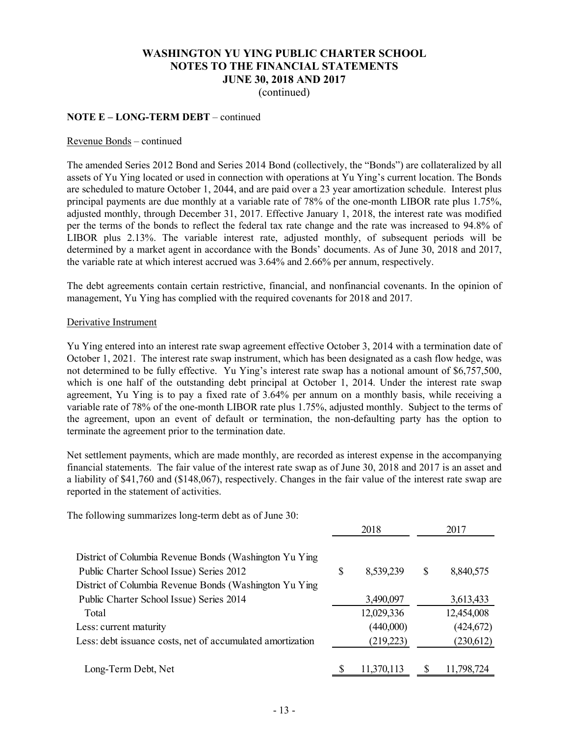# WASHINGTON YU YING PUBLIC CHARTER SCHOOL
# NOTES TO THE FINANCIAL STATEMENTS
# JUNE 30, 2018 AND 2017
(continued)

**NOTE E – LONG-TERM DEBT** – continued

Revenue Bonds – continued

The amended Series 2012 Bond and Series 2014 Bond (collectively, the "Bonds") are collateralized by all assets of Yu Ying located or used in connection with operations at Yu Ying's current location. The Bonds are scheduled to mature October 1, 2044, and are paid over a 23 year amortization schedule. Interest plus principal payments are due monthly at a variable rate of 78% of the one-month LIBOR rate plus 1.75%, adjusted monthly, through December 31, 2017. Effective January 1, 2018, the interest rate was modified per the terms of the bonds to reflect the federal tax rate change and the rate was increased to 94.8% of LIBOR plus 2.13%. The variable interest rate, adjusted monthly, of subsequent periods will be determined by a market agent in accordance with the Bonds' documents. As of June 30, 2018 and 2017, the variable rate at which interest accrued was 3.64% and 2.66% per annum, respectively.

The debt agreements contain certain restrictive, financial, and nonfinancial covenants. In the opinion of management, Yu Ying has complied with the required covenants for 2018 and 2017.

Derivative Instrument

Yu Ying entered into an interest rate swap agreement effective October 3, 2014 with a termination date of October 1, 2021. The interest rate swap instrument, which has been designated as a cash flow hedge, was not determined to be fully effective. Yu Ying's interest rate swap has a notional amount of $6,757,500, which is one half of the outstanding debt principal at October 1, 2014. Under the interest rate swap agreement, Yu Ying is to pay a fixed rate of 3.64% per annum on a monthly basis, while receiving a variable rate of 78% of the one-month LIBOR rate plus 1.75%, adjusted monthly. Subject to the terms of the agreement, upon an event of default or termination, the non-defaulting party has the option to terminate the agreement prior to the termination date.

Net settlement payments, which are made monthly, are recorded as interest expense in the accompanying financial statements. The fair value of the interest rate swap as of June 30, 2018 and 2017 is an asset and a liability of $41,760 and ($148,067), respectively. Changes in the fair value of the interest rate swap are reported in the statement of activities.

The following summarizes long-term debt as of June 30:

| | 2018 | 2017 |
|---|---|---|
| District of Columbia Revenue Bonds (Washington Yu Ying Public Charter School Issue) Series 2012 | $ 8,539,239 | $ 8,840,575 |
| District of Columbia Revenue Bonds (Washington Yu Ying Public Charter School Issue) Series 2014 | 3,490,097 | 3,613,433 |
| Total | 12,029,336 | 12,454,008 |
| Less: current maturity | (440,000) | (424,672) |
| Less: debt issuance costs, net of accumulated amortization | (219,223) | (230,612) |
| Long-Term Debt, Net | $ 11,370,113 | $ 11,798,724 |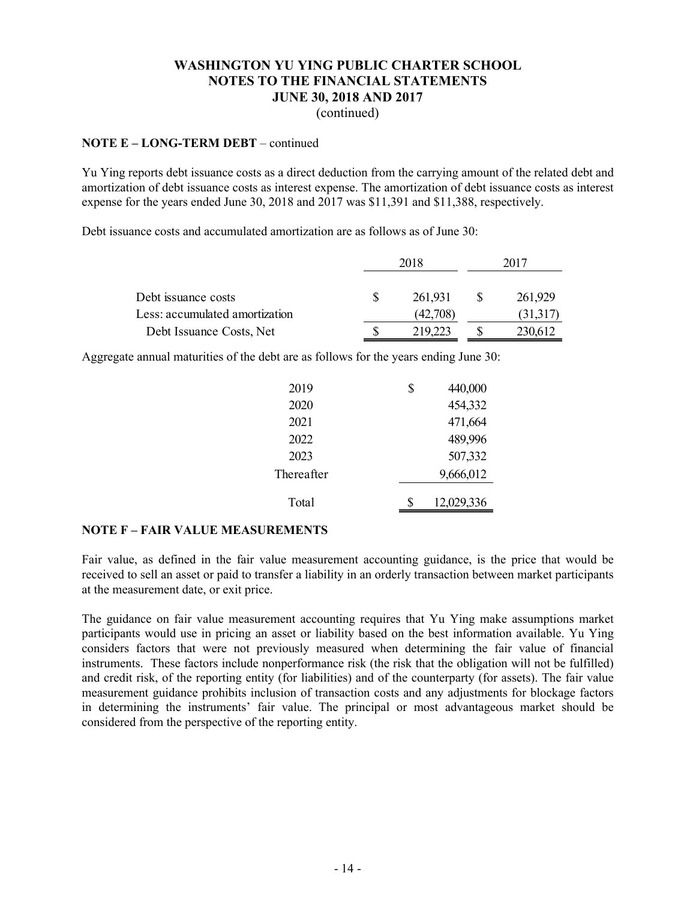**NOTE E – LONG-TERM DEBT** – continued

Yu Ying reports debt issuance costs as a direct deduction from the carrying amount of the related debt and amortization of debt issuance costs as interest expense. The amortization of debt issuance costs as interest expense for the years ended June 30, 2018 and 2017 was $11,391 and $11,388, respectively.

Debt issuance costs and accumulated amortization are as follows as of June 30:

| | 2018 | 2017 |
|---|---|---|
| Debt issuance costs | $ 261,931 | $ 261,929 |
| Less: accumulated amortization | (42,708) | (31,317) |
| Debt Issuance Costs, Net | $ 219,223 | $ 230,612 |

Aggregate annual maturities of the debt are as follows for the years ending June 30:

| | |
|---|---|
| 2019 | $ 440,000 |
| 2020 | 454,332 |
| 2021 | 471,664 |
| 2022 | 489,996 |
| 2023 | 507,332 |
| Thereafter | 9,666,012 |
| Total | $ 12,029,336 |

**NOTE F – FAIR VALUE MEASUREMENTS**

Fair value, as defined in the fair value measurement accounting guidance, is the price that would be received to sell an asset or paid to transfer a liability in an orderly transaction between market participants at the measurement date, or exit price.

The guidance on fair value measurement accounting requires that Yu Ying make assumptions market participants would use in pricing an asset or liability based on the best information available. Yu Ying considers factors that were not previously measured when determining the fair value of financial instruments. These factors include nonperformance risk (the risk that the obligation will not be fulfilled) and credit risk, of the reporting entity (for liabilities) and of the counterparty (for assets). The fair value measurement guidance prohibits inclusion of transaction costs and any adjustments for blockage factors in determining the instruments' fair value. The principal or most advantageous market should be considered from the perspective of the reporting entity.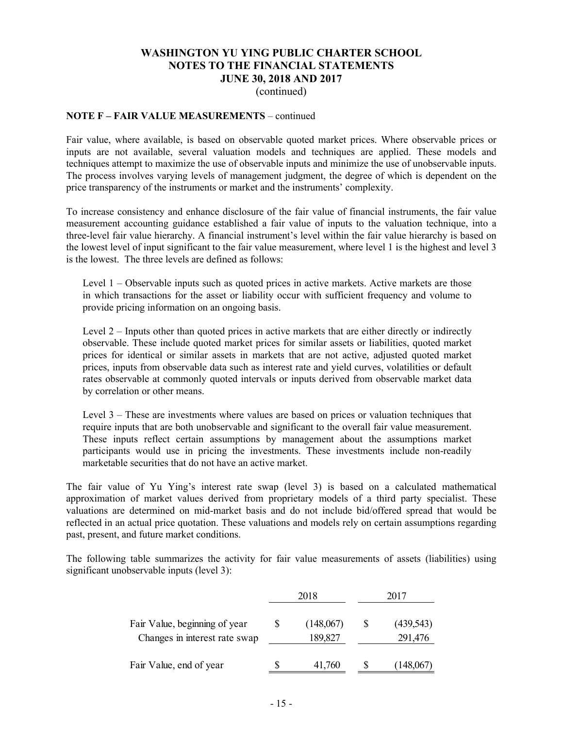# WASHINGTON YU YING PUBLIC CHARTER SCHOOL
# NOTES TO THE FINANCIAL STATEMENTS
# JUNE 30, 2018 AND 2017
(continued)

**NOTE F – FAIR VALUE MEASUREMENTS** – continued

Fair value, where available, is based on observable quoted market prices. Where observable prices or inputs are not available, several valuation models and techniques are applied. These models and techniques attempt to maximize the use of observable inputs and minimize the use of unobservable inputs. The process involves varying levels of management judgment, the degree of which is dependent on the price transparency of the instruments or market and the instruments' complexity.

To increase consistency and enhance disclosure of the fair value of financial instruments, the fair value measurement accounting guidance established a fair value of inputs to the valuation technique, into a three-level fair value hierarchy. A financial instrument's level within the fair value hierarchy is based on the lowest level of input significant to the fair value measurement, where level 1 is the highest and level 3 is the lowest. The three levels are defined as follows:

Level 1 – Observable inputs such as quoted prices in active markets. Active markets are those in which transactions for the asset or liability occur with sufficient frequency and volume to provide pricing information on an ongoing basis.

Level 2 – Inputs other than quoted prices in active markets that are either directly or indirectly observable. These include quoted market prices for similar assets or liabilities, quoted market prices for identical or similar assets in markets that are not active, adjusted quoted market prices, inputs from observable data such as interest rate and yield curves, volatilities or default rates observable at commonly quoted intervals or inputs derived from observable market data by correlation or other means.

Level 3 – These are investments where values are based on prices or valuation techniques that require inputs that are both unobservable and significant to the overall fair value measurement. These inputs reflect certain assumptions by management about the assumptions market participants would use in pricing the investments. These investments include non-readily marketable securities that do not have an active market.

The fair value of Yu Ying's interest rate swap (level 3) is based on a calculated mathematical approximation of market values derived from proprietary models of a third party specialist. These valuations are determined on mid-market basis and do not include bid/offered spread that would be reflected in an actual price quotation. These valuations and models rely on certain assumptions regarding past, present, and future market conditions.

The following table summarizes the activity for fair value measurements of assets (liabilities) using significant unobservable inputs (level 3):

| | 2018 | 2017 |
|---|---|---|
| Fair Value, beginning of year | $ (148,067) | $ (439,543) |
| Changes in interest rate swap | 189,827 | 291,476 |
| Fair Value, end of year | $ 41,760 | $ (148,067) |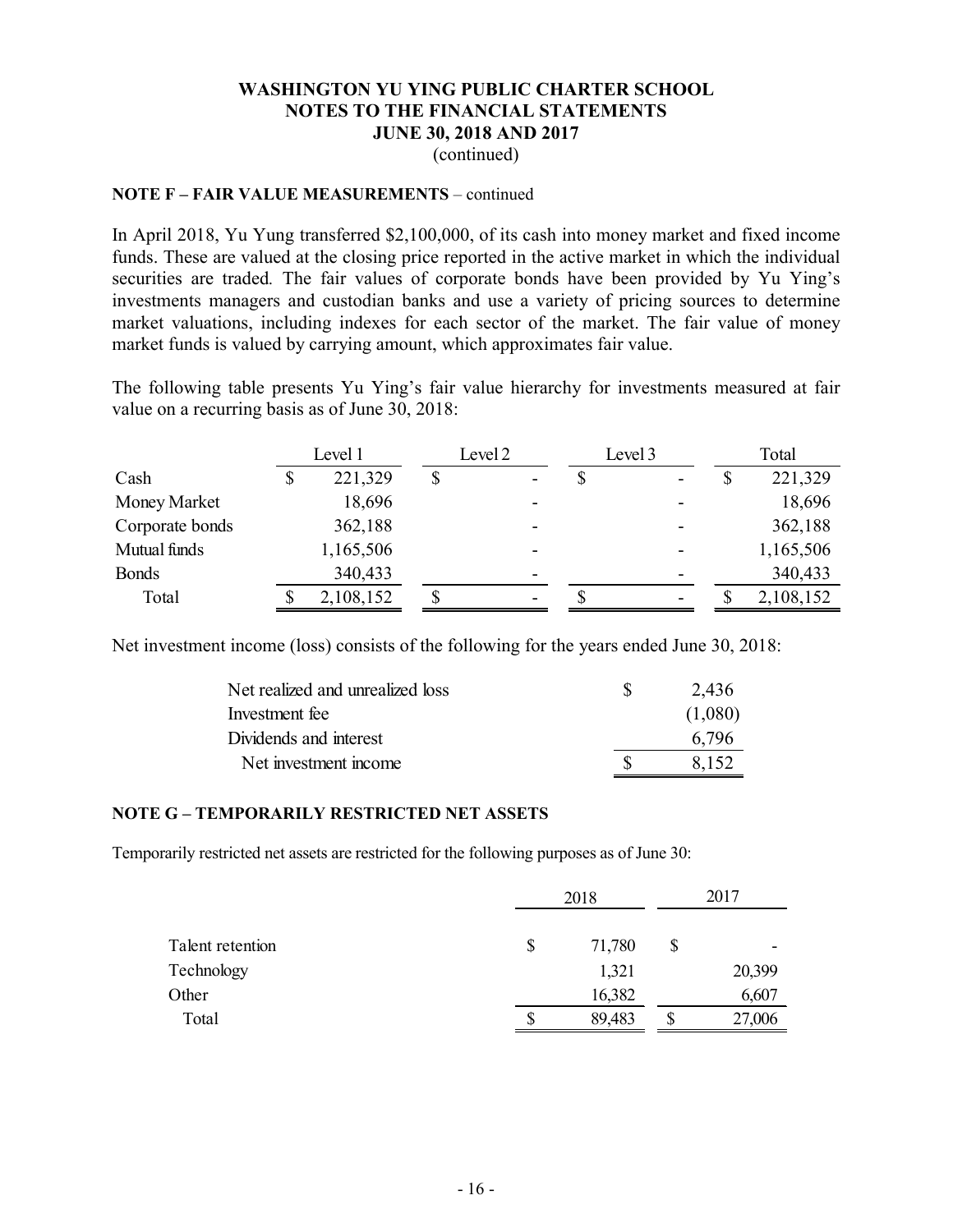**WASHINGTON YU YING PUBLIC CHARTER SCHOOL**
**NOTES TO THE FINANCIAL STATEMENTS**
**JUNE 30, 2018 AND 2017**
(continued)

**NOTE F – FAIR VALUE MEASUREMENTS** – continued

In April 2018, Yu Yung transferred $2,100,000, of its cash into money market and fixed income funds. These are valued at the closing price reported in the active market in which the individual securities are traded. The fair values of corporate bonds have been provided by Yu Ying's investments managers and custodian banks and use a variety of pricing sources to determine market valuations, including indexes for each sector of the market. The fair value of money market funds is valued by carrying amount, which approximates fair value.

The following table presents Yu Ying's fair value hierarchy for investments measured at fair value on a recurring basis as of June 30, 2018:

| | Level 1 | Level 2 | Level 3 | Total |
|---|---|---|---|---|
| Cash | $ 221,329 | $ - | $ - | $ 221,329 |
| Money Market | 18,696 | - | - | 18,696 |
| Corporate bonds | 362,188 | - | - | 362,188 |
| Mutual funds | 1,165,506 | - | - | 1,165,506 |
| Bonds | 340,433 | - | - | 340,433 |
| Total | $ 2,108,152 | $ - | $ - | $ 2,108,152 |

Net investment income (loss) consists of the following for the years ended June 30, 2018:

| | |
|---|---|
| Net realized and unrealized loss | $ 2,436 |
| Investment fee | (1,080) |
| Dividends and interest | 6,796 |
| Net investment income | $ 8,152 |

**NOTE G – TEMPORARILY RESTRICTED NET ASSETS**

Temporarily restricted net assets are restricted for the following purposes as of June 30:

| | 2018 | 2017 |
|---|---|---|
| Talent retention | $ 71,780 | $ - |
| Technology | 1,321 | 20,399 |
| Other | 16,382 | 6,607 |
| Total | $ 89,483 | $ 27,006 |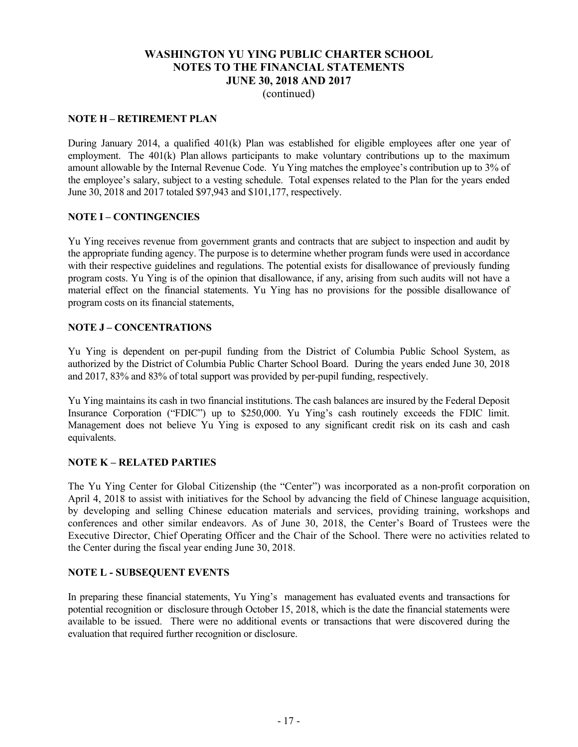# WASHINGTON YU YING PUBLIC CHARTER SCHOOL
# NOTES TO THE FINANCIAL STATEMENTS
# JUNE 30, 2018 AND 2017
(continued)

## NOTE H – RETIREMENT PLAN

During January 2014, a qualified 401(k) Plan was established for eligible employees after one year of employment. The 401(k) Plan allows participants to make voluntary contributions up to the maximum amount allowable by the Internal Revenue Code. Yu Ying matches the employee's contribution up to 3% of the employee's salary, subject to a vesting schedule. Total expenses related to the Plan for the years ended June 30, 2018 and 2017 totaled $97,943 and $101,177, respectively.

## NOTE I – CONTINGENCIES

Yu Ying receives revenue from government grants and contracts that are subject to inspection and audit by the appropriate funding agency. The purpose is to determine whether program funds were used in accordance with their respective guidelines and regulations. The potential exists for disallowance of previously funding program costs. Yu Ying is of the opinion that disallowance, if any, arising from such audits will not have a material effect on the financial statements. Yu Ying has no provisions for the possible disallowance of program costs on its financial statements,

## NOTE J – CONCENTRATIONS

Yu Ying is dependent on per-pupil funding from the District of Columbia Public School System, as authorized by the District of Columbia Public Charter School Board. During the years ended June 30, 2018 and 2017, 83% and 83% of total support was provided by per-pupil funding, respectively.

Yu Ying maintains its cash in two financial institutions. The cash balances are insured by the Federal Deposit Insurance Corporation ("FDIC") up to $250,000. Yu Ying's cash routinely exceeds the FDIC limit. Management does not believe Yu Ying is exposed to any significant credit risk on its cash and cash equivalents.

## NOTE K – RELATED PARTIES

The Yu Ying Center for Global Citizenship (the "Center") was incorporated as a non-profit corporation on April 4, 2018 to assist with initiatives for the School by advancing the field of Chinese language acquisition, by developing and selling Chinese education materials and services, providing training, workshops and conferences and other similar endeavors. As of June 30, 2018, the Center's Board of Trustees were the Executive Director, Chief Operating Officer and the Chair of the School. There were no activities related to the Center during the fiscal year ending June 30, 2018.

## NOTE L - SUBSEQUENT EVENTS

In preparing these financial statements, Yu Ying's management has evaluated events and transactions for potential recognition or disclosure through October 15, 2018, which is the date the financial statements were available to be issued. There were no additional events or transactions that were discovered during the evaluation that required further recognition or disclosure.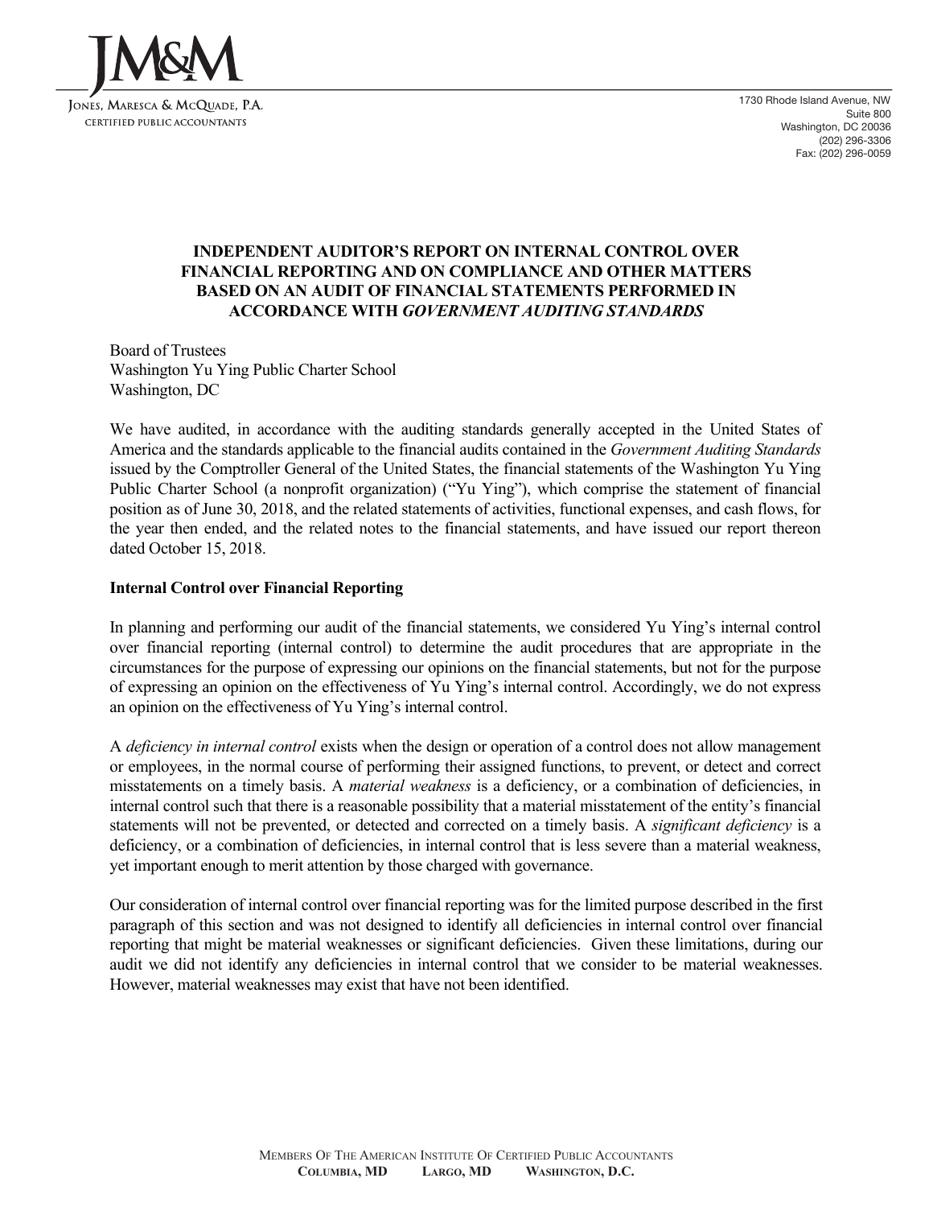JM&M

Jones, Maresca & McQuade, P.A.
certified public accountants

1730 Rhode Island Avenue, NW
Suite 800
Washington, DC 20036
(202) 296-3306
Fax: (202) 296-0059

## INDEPENDENT AUDITOR'S REPORT ON INTERNAL CONTROL OVER FINANCIAL REPORTING AND ON COMPLIANCE AND OTHER MATTERS BASED ON AN AUDIT OF FINANCIAL STATEMENTS PERFORMED IN ACCORDANCE WITH *GOVERNMENT AUDITING STANDARDS*

Board of Trustees
Washington Yu Ying Public Charter School
Washington, DC

We have audited, in accordance with the auditing standards generally accepted in the United States of America and the standards applicable to the financial audits contained in the *Government Auditing Standards* issued by the Comptroller General of the United States, the financial statements of the Washington Yu Ying Public Charter School (a nonprofit organization) ("Yu Ying"), which comprise the statement of financial position as of June 30, 2018, and the related statements of activities, functional expenses, and cash flows, for the year then ended, and the related notes to the financial statements, and have issued our report thereon dated October 15, 2018.

**Internal Control over Financial Reporting**

In planning and performing our audit of the financial statements, we considered Yu Ying's internal control over financial reporting (internal control) to determine the audit procedures that are appropriate in the circumstances for the purpose of expressing our opinions on the financial statements, but not for the purpose of expressing an opinion on the effectiveness of Yu Ying's internal control. Accordingly, we do not express an opinion on the effectiveness of Yu Ying's internal control.

A *deficiency in internal control* exists when the design or operation of a control does not allow management or employees, in the normal course of performing their assigned functions, to prevent, or detect and correct misstatements on a timely basis. A *material weakness* is a deficiency, or a combination of deficiencies, in internal control such that there is a reasonable possibility that a material misstatement of the entity's financial statements will not be prevented, or detected and corrected on a timely basis. A *significant deficiency* is a deficiency, or a combination of deficiencies, in internal control that is less severe than a material weakness, yet important enough to merit attention by those charged with governance.

Our consideration of internal control over financial reporting was for the limited purpose described in the first paragraph of this section and was not designed to identify all deficiencies in internal control over financial reporting that might be material weaknesses or significant deficiencies. Given these limitations, during our audit we did not identify any deficiencies in internal control that we consider to be material weaknesses. However, material weaknesses may exist that have not been identified.

Members Of The American Institute Of Certified Public Accountants
**Columbia, MD Largo, MD Washington, D.C.**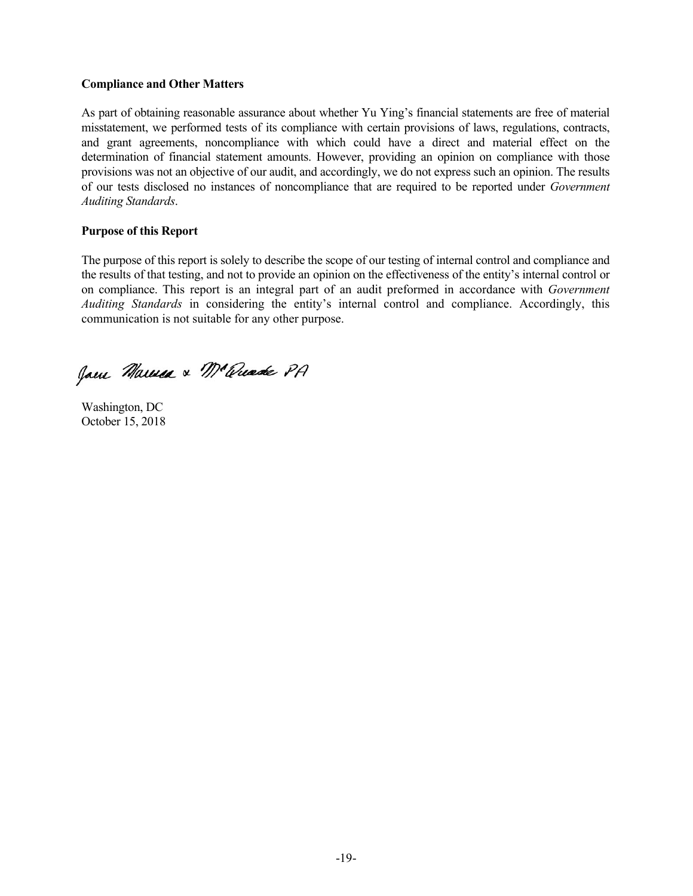**Compliance and Other Matters**

As part of obtaining reasonable assurance about whether Yu Ying's financial statements are free of material misstatement, we performed tests of its compliance with certain provisions of laws, regulations, contracts, and grant agreements, noncompliance with which could have a direct and material effect on the determination of financial statement amounts. However, providing an opinion on compliance with those provisions was not an objective of our audit, and accordingly, we do not express such an opinion. The results of our tests disclosed no instances of noncompliance that are required to be reported under *Government Auditing Standards*.

**Purpose of this Report**

The purpose of this report is solely to describe the scope of our testing of internal control and compliance and the results of that testing, and not to provide an opinion on the effectiveness of the entity's internal control or on compliance. This report is an integral part of an audit preformed in accordance with *Government Auditing Standards* in considering the entity's internal control and compliance. Accordingly, this communication is not suitable for any other purpose.

Jones Marinez & McQuade PA

Washington, DC
October 15, 2018